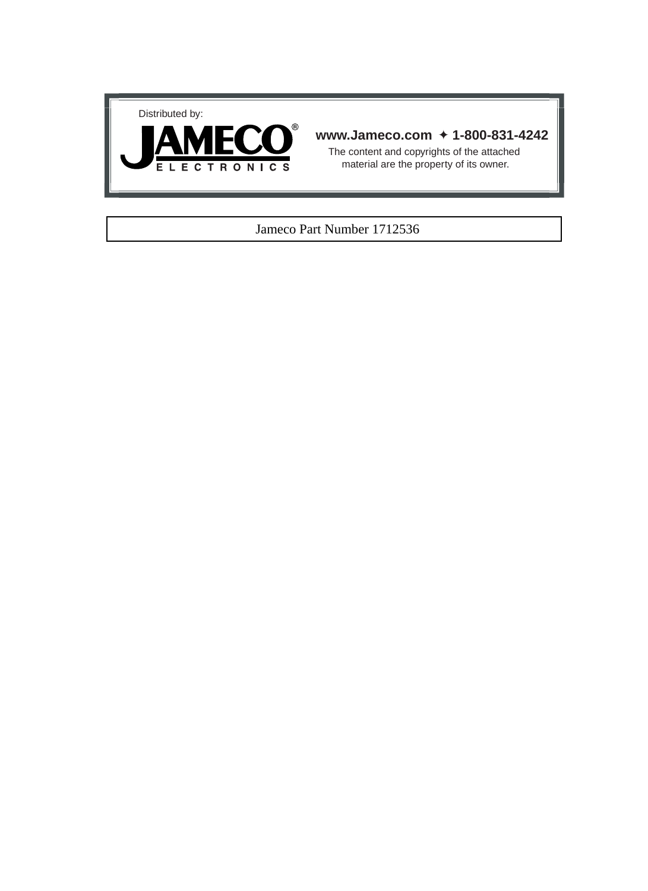Distributed by:

**JAMECO**®
ELECTRONICS

**www.Jameco.com ✦ 1-800-831-4242**

The content and copyrights of the attached material are the property of its owner.

Jameco Part Number 1712536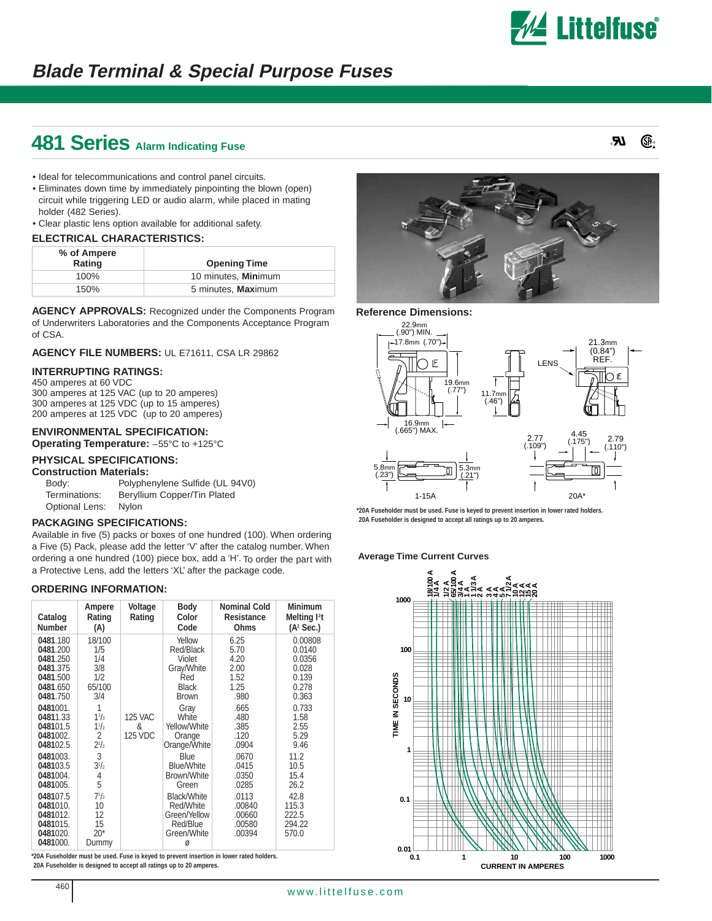# Blade Terminal & Special Purpose Fuses

## 481 Series Alarm Indicating Fuse

- Ideal for telecommunications and control panel circuits.
- Eliminates down time by immediately pinpointing the blown (open) circuit while triggering LED or audio alarm, while placed in mating holder (482 Series).
- Clear plastic lens option available for additional safety.

### ELECTRICAL CHARACTERISTICS:

| % of Ampere Rating | Opening Time |
|---|---|
| 100% | 10 minutes, **Min**imum |
| 150% | 5 minutes, **Max**imum |

**AGENCY APPROVALS:** Recognized under the Components Program of Underwriters Laboratories and the Components Acceptance Program of CSA.

**AGENCY FILE NUMBERS:** UL E71611, CSA LR 29862

### INTERRUPTING RATINGS:

450 amperes at 60 VDC
300 amperes at 125 VAC (up to 20 amperes)
300 amperes at 125 VDC (up to 15 amperes)
200 amperes at 125 VDC (up to 20 amperes)

### ENVIRONMENTAL SPECIFICATION:

**Operating Temperature:** –55°C to +125°C

### PHYSICAL SPECIFICATIONS:

**Construction Materials:**

| | |
|---|---|
| Body: | Polyphenylene Sulfide (UL 94V0) |
| Terminations: | Beryllium Copper/Tin Plated |
| Optional Lens: | Nylon |

### PACKAGING SPECIFICATIONS:

Available in five (5) packs or boxes of one hundred (100). When ordering a Five (5) Pack, please add the letter 'V' after the catalog number. When ordering a one hundred (100) piece box, add a 'H'. To order the part with a Protective Lens, add the letters 'XL' after the package code.

### ORDERING INFORMATION:

| Catalog Number | Ampere Rating (A) | Voltage Rating | Body Color Code | Nominal Cold Resistance Ohms | Minimum Melting I²t (A² Sec.) |
|---|---|---|---|---|---|
| 0481.180 | 18/100 | | Yellow | 6.25 | 0.00808 |
| 0481.200 | 1/5 | | Red/Black | 5.70 | 0.0140 |
| 0481.250 | 1/4 | | Violet | 4.20 | 0.0356 |
| 0481.375 | 3/8 | | Gray/White | 2.00 | 0.028 |
| 0481.500 | 1/2 | | Red | 1.52 | 0.139 |
| 0481.650 | 65/100 | | Black | 1.25 | 0.278 |
| 0481.750 | 3/4 | | Brown | .980 | 0.363 |
| 0481001. | 1 | | Gray | .665 | 0.733 |
| 04811.33 | 1 1/3 | 125 VAC & 125 VDC | White | .480 | 1.58 |
| 048101.5 | 1 1/2 | | Yellow/White | .385 | 2.55 |
| 0481002. | 2 | | Orange | .120 | 5.29 |
| 048102.5 | 2 1/2 | | Orange/White | .0904 | 9.46 |
| 0481003. | 3 | | Blue | .0670 | 11.2 |
| 048103.5 | 3 1/2 | | Blue/White | .0415 | 10.5 |
| 0481004. | 4 | | Brown/White | .0350 | 15.4 |
| 0481005. | 5 | | Green | .0285 | 26.2 |
| 048107.5 | 7 1/2 | | Black/White | .0113 | 42.8 |
| 0481010. | 10 | | Red/White | .00840 | 115.3 |
| 0481012. | 12 | | Green/Yellow | .00660 | 222.5 |
| 0481015. | 15 | | Red/Blue | .00580 | 294.22 |
| 0481020. | 20* | | Green/White | .00394 | 570.0 |
| 0481000. | Dummy | | ø | | |

*20A Fuseholder must be used. Fuse is keyed to prevent insertion in lower rated holders.
20A Fuseholder is designed to accept all ratings up to 20 amperes.

**Reference Dimensions:**

22.9mm (.90") MIN.
17.8mm (.70")
19.6mm (.77")
16.9mm (.665") MAX.
11.7mm (.46")
LENS
21.3mm (0.84") REF.
5.8mm (.23")
5.3mm (.21")
1-15A
2.77 (.109")
4.45 (.175")
2.79 (.110")
20A*

*20A Fuseholder must be used. Fuse is keyed to prevent insertion in lower rated holders.
20A Fuseholder is designed to accept all ratings up to 20 amperes.

**Average Time Current Curves**

18/100 A, 1/4 A, 1/2 A, 65/100 A, 3/4 A, 1 A, 1 1/3 A, 2 A, 3 A, 4 A, 5 A, 7 1/2 A, 10 A, 12 A, 15 A, 20 A

TIME IN SECONDS: 1000, 100, 10, 1, 0.1, 0.01

CURRENT IN AMPERES: 0.1, 1, 10, 100, 1000

www.littelfuse.com